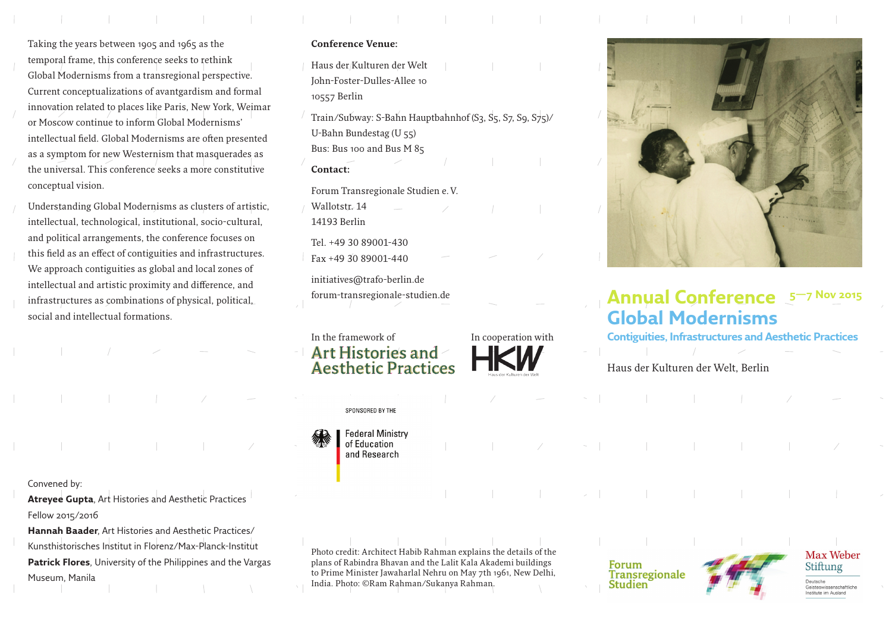# Annual Conference 5—7 Nov 2015

# Global Modernisms

## Contiguities, Infrastructures and Aesthetic Practices

Haus der Kulturen der Welt, Berlin

Taking the years between 1905 and 1965 as the temporal frame, this conference seeks to rethink Global Modernisms from a transregional perspective. Current conceptualizations of avantgardism and formal innovation related to places like Paris, New York, Weimar or Moscow continue to inform Global Modernisms' intellectual field. Global Modernisms are often presented as a symptom for new Westernism that masquerades as the universal. This conference seeks a more constitutive conceptual vision.

Understanding Global Modernisms as clusters of artistic, intellectual, technological, institutional, socio-cultural, and political arrangements, the conference focuses on this field as an effect of contiguities and infrastructures. We approach contiguities as global and local zones of intellectual and artistic proximity and difference, and infrastructures as combinations of physical, political, social and intellectual formations.

Convened by:

**Atreyee Gupta**, Art Histories and Aesthetic Practices Fellow 2015/2016

**Hannah Baader**, Art Histories and Aesthetic Practices/ Kunsthistorisches Institut in Florenz/Max-Planck-Institut

**Patrick Flores**, University of the Philippines and the Vargas Museum, Manila

**Conference Venue:**

Haus der Kulturen der Welt
John-Foster-Dulles-Allee 10
10557 Berlin

Train/Subway: S-Bahn Hauptbahnhof (S3, S5, S7, S9, S75)/ U-Bahn Bundestag (U 55)
Bus: Bus 100 and Bus M 85

**Contact:**

Forum Transregionale Studien e. V.
Wallotstr. 14
14193 Berlin

Tel. +49 30 89001-430
Fax +49 30 89001-440

initiatives@trafo-berlin.de
forum-transregionale-studien.de

In the framework of Art Histories and Aesthetic Practices

In cooperation with HKW Haus der Kulturen der Welt

SPONSORED BY THE Federal Ministry of Education and Research

Photo credit: Architect Habib Rahman explains the details of the plans of Rabindra Bhavan and the Lalit Kala Akademi buildings to Prime Minister Jawaharlal Nehru on May 7th 1961, New Delhi, India. Photo: ©Ram Rahman/Sukanya Rahman.

Forum Transregionale Studien

Max Weber Stiftung – Deutsche Geisteswissenschaftliche Institute im Ausland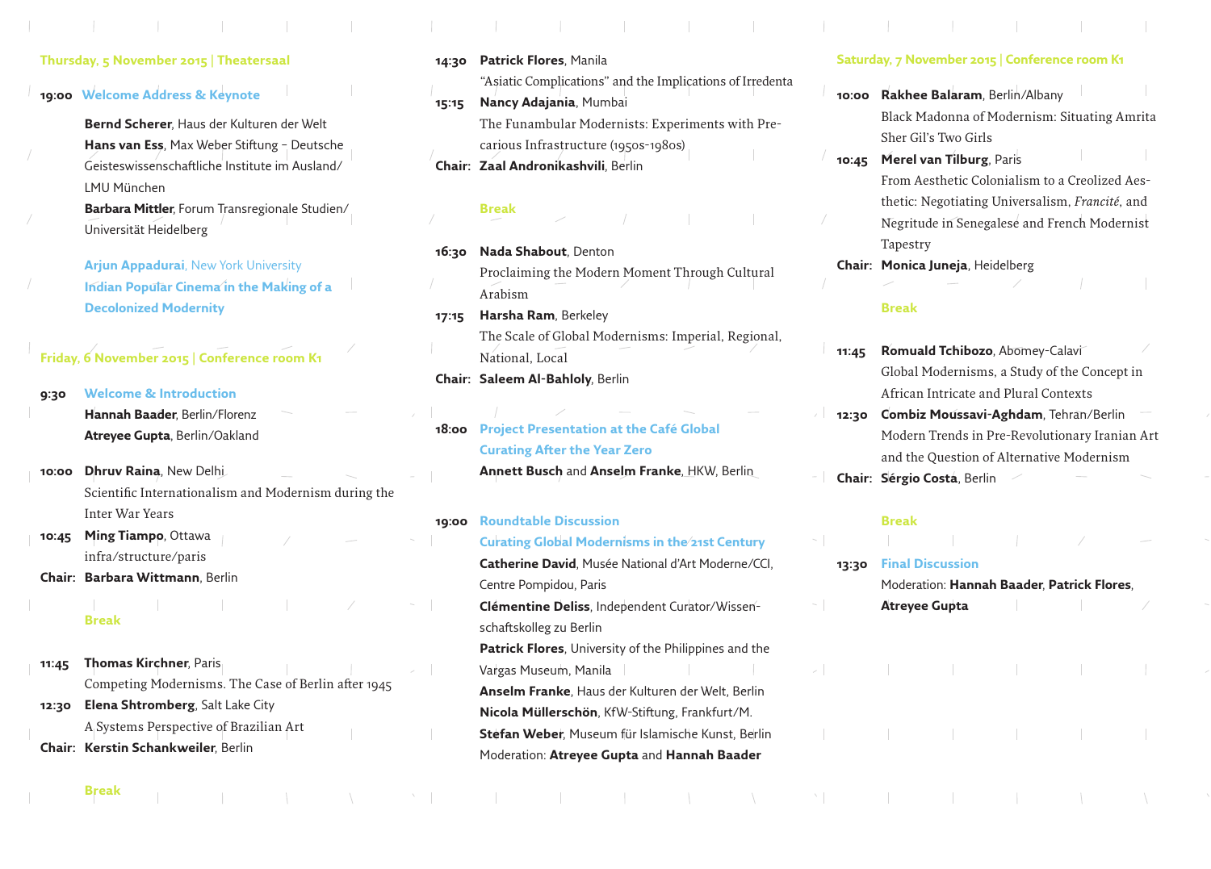## Thursday, 5 November 2015 | Theatersaal

**19:00** **Welcome Address & Keynote**

**Bernd Scherer**, Haus der Kulturen der Welt
**Hans van Ess**, Max Weber Stiftung – Deutsche Geisteswissenschaftliche Institute im Ausland/ LMU München
**Barbara Mittler**, Forum Transregionale Studien/ Universität Heidelberg

**Arjun Appadurai**, New York University
**Indian Popular Cinema in the Making of a Decolonized Modernity**

## Friday, 6 November 2015 | Conference room K1

**9:30** **Welcome & Introduction**
**Hannah Baader**, Berlin/Florenz
**Atreyee Gupta**, Berlin/Oakland

**10:00** **Dhruv Raina**, New Delhi
Scientific Internationalism and Modernism during the Inter War Years

**10:45** **Ming Tiampo**, Ottawa
infra/structure/paris

**Chair:** **Barbara Wittmann**, Berlin

**Break**

**11:45** **Thomas Kirchner**, Paris
Competing Modernisms. The Case of Berlin after 1945

**12:30** **Elena Shtromberg**, Salt Lake City
A Systems Perspective of Brazilian Art

**Chair:** **Kerstin Schankweiler**, Berlin

**Break**

**14:30** **Patrick Flores**, Manila
"Asiatic Complications" and the Implications of Irredenta

**15:15** **Nancy Adajania**, Mumbai
The Funambular Modernists: Experiments with Precarious Infrastructure (1950s-1980s)

**Chair:** **Zaal Andronikashvili**, Berlin

**Break**

**16:30** **Nada Shabout**, Denton
Proclaiming the Modern Moment Through Cultural Arabism

**17:15** **Harsha Ram**, Berkeley
The Scale of Global Modernisms: Imperial, Regional, National, Local

**Chair:** **Saleem Al-Bahloly**, Berlin

**18:00** **Project Presentation at the Café Global**
**Curating After the Year Zero**
**Annett Busch** and **Anselm Franke**, HKW, Berlin

**19:00** **Roundtable Discussion**
**Curating Global Modernisms in the 21st Century**
**Catherine David**, Musée National d'Art Moderne/CCI, Centre Pompidou, Paris
**Clémentine Deliss**, Independent Curator/Wissenschaftskolleg zu Berlin
**Patrick Flores**, University of the Philippines and the Vargas Museum, Manila
**Anselm Franke**, Haus der Kulturen der Welt, Berlin
**Nicola Müllerschön**, KfW-Stiftung, Frankfurt/M.
**Stefan Weber**, Museum für Islamische Kunst, Berlin
Moderation: **Atreyee Gupta** and **Hannah Baader**

## Saturday, 7 November 2015 | Conference room K1

**10:00** **Rakhee Balaram**, Berlin/Albany
Black Madonna of Modernism: Situating Amrita Sher Gil's Two Girls

**10:45** **Merel van Tilburg**, Paris
From Aesthetic Colonialism to a Creolized Aesthetic: Negotiating Universalism, *Francité*, and Negritude in Senegalese and French Modernist Tapestry

**Chair:** **Monica Juneja**, Heidelberg

**Break**

**11:45** **Romuald Tchibozo**, Abomey-Calavi
Global Modernisms, a Study of the Concept in African Intricate and Plural Contexts

**12:30** **Combiz Moussavi-Aghdam**, Tehran/Berlin
Modern Trends in Pre-Revolutionary Iranian Art and the Question of Alternative Modernism

**Chair:** **Sérgio Costa**, Berlin

**Break**

**13:30** **Final Discussion**
Moderation: **Hannah Baader**, **Patrick Flores**, **Atreyee Gupta**